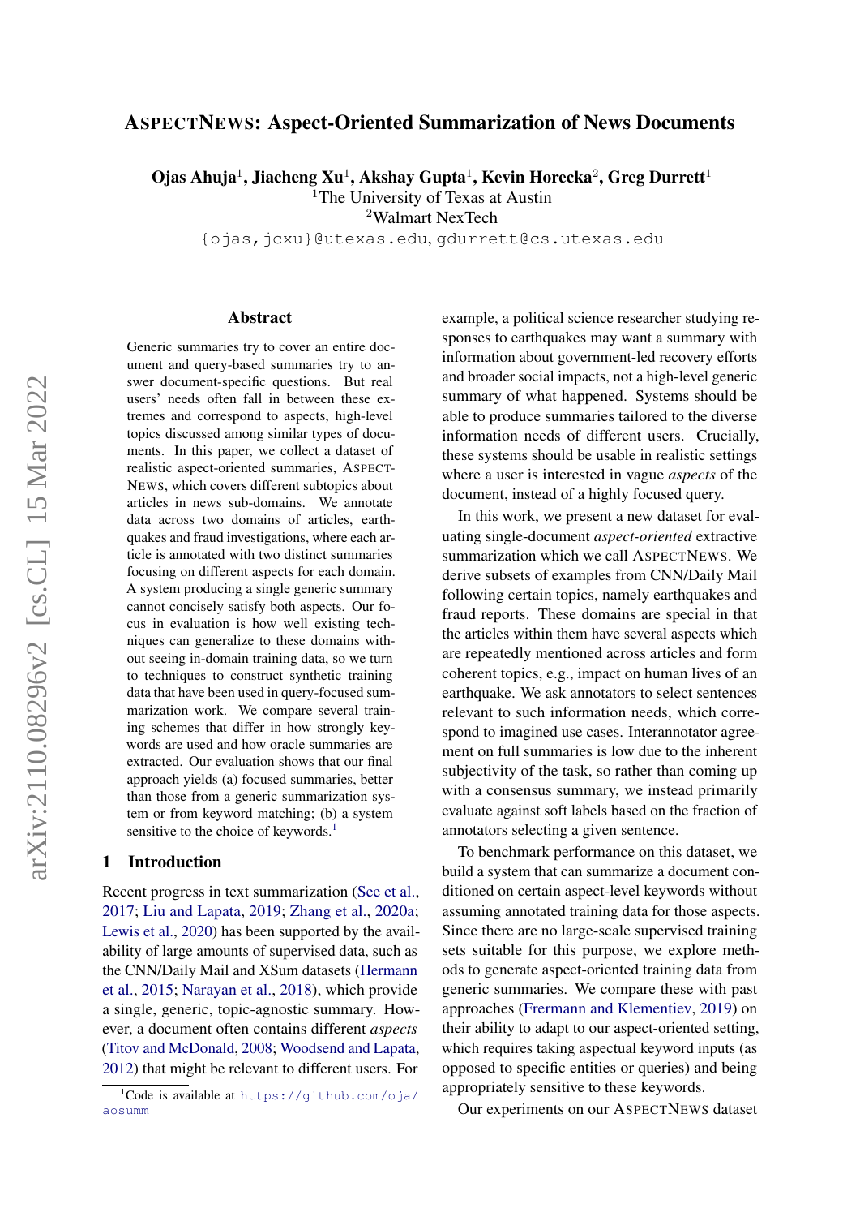# AspectNews: Aspect-Oriented Summarization of News Documents

**Ojas Ahuja[1], Jiacheng Xu[1], Akshay Gupta[1], Kevin Horecka[2], Greg Durrett[1]**

[1]The University of Texas at Austin
[2]Walmart NexTech

{ojas,jcxu}@utexas.edu, gdurrett@cs.utexas.edu

## Abstract

Generic summaries try to cover an entire document and query-based summaries try to answer document-specific questions. But real users' needs often fall in between these extremes and correspond to aspects, high-level topics discussed among similar types of documents. In this paper, we collect a dataset of realistic aspect-oriented summaries, AspectNews, which covers different subtopics about articles in news sub-domains. We annotate data across two domains of articles, earthquakes and fraud investigations, where each article is annotated with two distinct summaries focusing on different aspects for each domain. A system producing a single generic summary cannot concisely satisfy both aspects. Our focus in evaluation is how well existing techniques can generalize to these domains without seeing in-domain training data, so we turn to techniques to construct synthetic training data that have been used in query-focused summarization work. We compare several training schemes that differ in how strongly keywords are used and how oracle summaries are extracted. Our evaluation shows that our final approach yields (a) focused summaries, better than those from a generic summarization system or from keyword matching; (b) a system sensitive to the choice of keywords.[1]

## 1 Introduction

Recent progress in text summarization (See et al., 2017; Liu and Lapata, 2019; Zhang et al., 2020a; Lewis et al., 2020) has been supported by the availability of large amounts of supervised data, such as the CNN/Daily Mail and XSum datasets (Hermann et al., 2015; Narayan et al., 2018), which provide a single, generic, topic-agnostic summary. However, a document often contains different *aspects* (Titov and McDonald, 2008; Woodsend and Lapata, 2012) that might be relevant to different users. For example, a political science researcher studying responses to earthquakes may want a summary with information about government-led recovery efforts and broader social impacts, not a high-level generic summary of what happened. Systems should be able to produce summaries tailored to the diverse information needs of different users. Crucially, these systems should be usable in realistic settings where a user is interested in vague *aspects* of the document, instead of a highly focused query.

In this work, we present a new dataset for evaluating single-document *aspect-oriented* extractive summarization which we call AspectNews. We derive subsets of examples from CNN/Daily Mail following certain topics, namely earthquakes and fraud reports. These domains are special in that the articles within them have several aspects which are repeatedly mentioned across articles and form coherent topics, e.g., impact on human lives of an earthquake. We ask annotators to select sentences relevant to such information needs, which correspond to imagined use cases. Interannotator agreement on full summaries is low due to the inherent subjectivity of the task, so rather than coming up with a consensus summary, we instead primarily evaluate against soft labels based on the fraction of annotators selecting a given sentence.

To benchmark performance on this dataset, we build a system that can summarize a document conditioned on certain aspect-level keywords without assuming annotated training data for those aspects. Since there are no large-scale supervised training sets suitable for this purpose, we explore methods to generate aspect-oriented training data from generic summaries. We compare these with past approaches (Fremann and Klementiev, 2019) on their ability to adapt to our aspect-oriented setting, which requires taking aspectual keyword inputs (as opposed to specific entities or queries) and being appropriately sensitive to these keywords.

Our experiments on our AspectNews dataset

[1]Code is available at https://github.com/oja/aosumm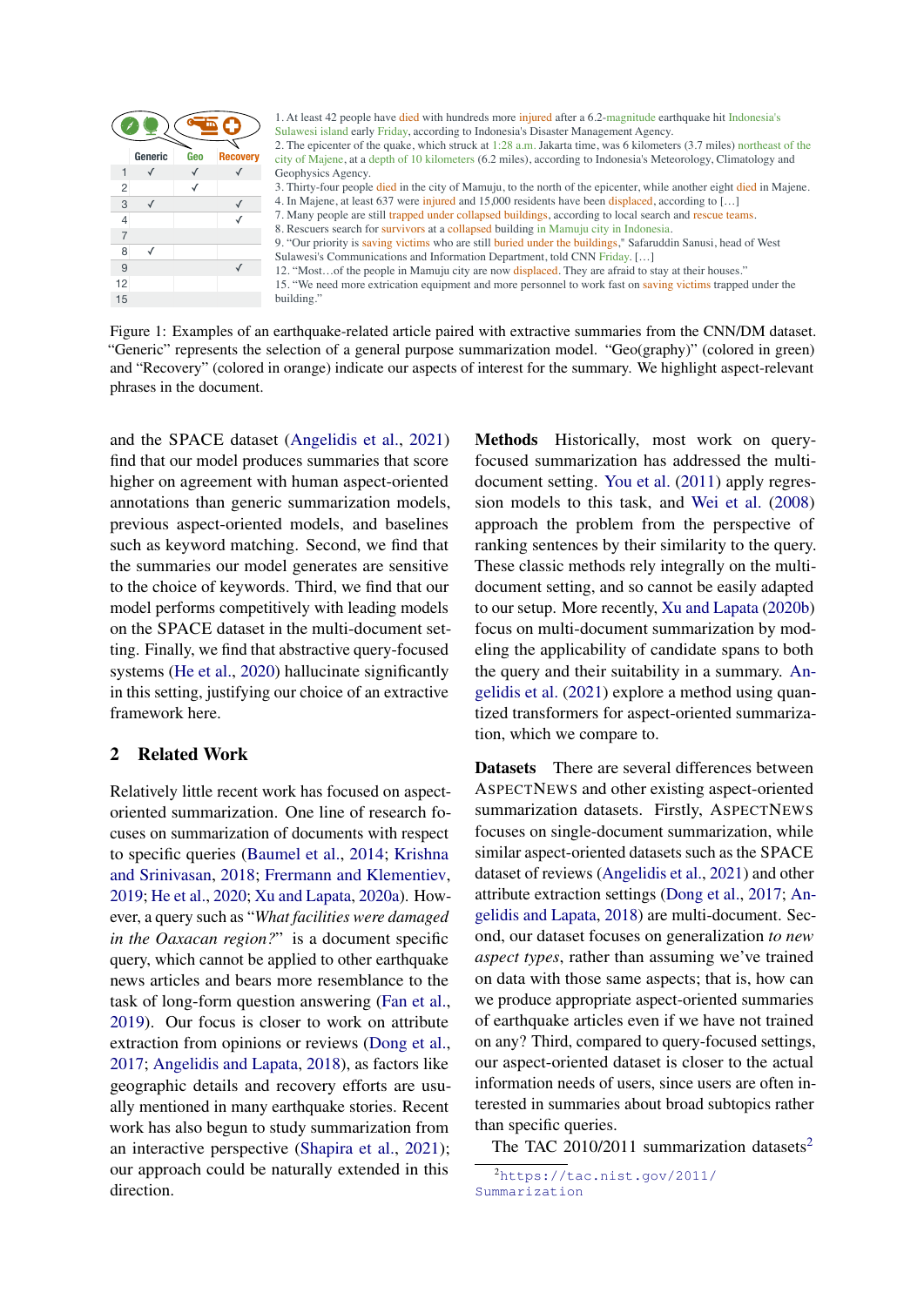| | Generic | Geo | Recovery |
|---|---|---|---|
| 1 | ✓ | ✓ | ✓ |
| 2 | | ✓ | |
| 3 | ✓ | | ✓ |
| 4 | | | ✓ |
| 7 | | | |
| 8 | ✓ | | |
| 9 | | | ✓ |
| 12 | | | |
| 15 | | | |

1. At least 42 people have died with hundreds more injured after a 6.2-magnitude earthquake hit Indonesia's Sulawesi island early Friday, according to Indonesia's Disaster Management Agency.
2. The epicenter of the quake, which struck at 1:28 a.m. Jakarta time, was 6 kilometers (3.7 miles) northeast of the city of Majene, at a depth of 10 kilometers (6.2 miles), according to Indonesia's Meteorology, Climatology and Geophysics Agency.
3. Thirty-four people died in the city of Mamuju, to the north of the epicenter, while another eight died in Majene.
4. In Majene, at least 637 were injured and 15,000 residents have been displaced, according to […]
7. Many people are still trapped under collapsed buildings, according to local search and rescue teams.
8. Rescuers search for survivors at a collapsed building in Mamuju city in Indonesia.
9. "Our priority is saving victims who are still buried under the buildings," Safaruddin Sanusi, head of West Sulawesi's Communications and Information Department, told CNN Friday. […]
12. "Most…of the people in Mamuju city are now displaced. They are afraid to stay at their houses."
15. "We need more extrication equipment and more personnel to work fast on saving victims trapped under the building."

Figure 1: Examples of an earthquake-related article paired with extractive summaries from the CNN/DM dataset. "Generic" represents the selection of a general purpose summarization model. "Geo(graphy)" (colored in green) and "Recovery" (colored in orange) indicate our aspects of interest for the summary. We highlight aspect-relevant phrases in the document.

and the SPACE dataset (Angelidis et al., 2021) find that our model produces summaries that score higher on agreement with human aspect-oriented annotations than generic summarization models, previous aspect-oriented models, and baselines such as keyword matching. Second, we find that the summaries our model generates are sensitive to the choice of keywords. Third, we find that our model performs competitively with leading models on the SPACE dataset in the multi-document setting. Finally, we find that abstractive query-focused systems (He et al., 2020) hallucinate significantly in this setting, justifying our choice of an extractive framework here.

## 2 Related Work

Relatively little recent work has focused on aspect-oriented summarization. One line of research focuses on summarization of documents with respect to specific queries (Baumel et al., 2014; Krishna and Srinivasan, 2018; Frermann and Klementiev, 2019; He et al., 2020; Xu and Lapata, 2020a). However, a query such as "*What facilities were damaged in the Oaxacan region?*" is a document specific query, which cannot be applied to other earthquake news articles and bears more resemblance to the task of long-form question answering (Fan et al., 2019). Our focus is closer to work on attribute extraction from opinions or reviews (Dong et al., 2017; Angelidis and Lapata, 2018), as factors like geographic details and recovery efforts are usually mentioned in many earthquake stories. Recent work has also begun to study summarization from an interactive perspective (Shapira et al., 2021); our approach could be naturally extended in this direction.

**Methods** Historically, most work on query-focused summarization has addressed the multi-document setting. You et al. (2011) apply regression models to this task, and Wei et al. (2008) approach the problem from the perspective of ranking sentences by their similarity to the query. These classic methods rely integrally on the multi-document setting, and so cannot be easily adapted to our setup. More recently, Xu and Lapata (2020b) focus on multi-document summarization by modeling the applicability of candidate spans to both the query and their suitability in a summary. Angelidis et al. (2021) explore a method using quantized transformers for aspect-oriented summarization, which we compare to.

**Datasets** There are several differences between AspectNews and other existing aspect-oriented summarization datasets. Firstly, AspectNews focuses on single-document summarization, while similar aspect-oriented datasets such as the SPACE dataset of reviews (Angelidis et al., 2021) and other attribute extraction settings (Dong et al., 2017; Angelidis and Lapata, 2018) are multi-document. Second, our dataset focuses on generalization *to new aspect types*, rather than assuming we've trained on data with those same aspects; that is, how can we produce appropriate aspect-oriented summaries of earthquake articles even if we have not trained on any? Third, compared to query-focused settings, our aspect-oriented dataset is closer to the actual information needs of users, since users are often interested in summaries about broad subtopics rather than specific queries.

The TAC 2010/2011 summarization datasets[2]

[2] https://tac.nist.gov/2011/Summarization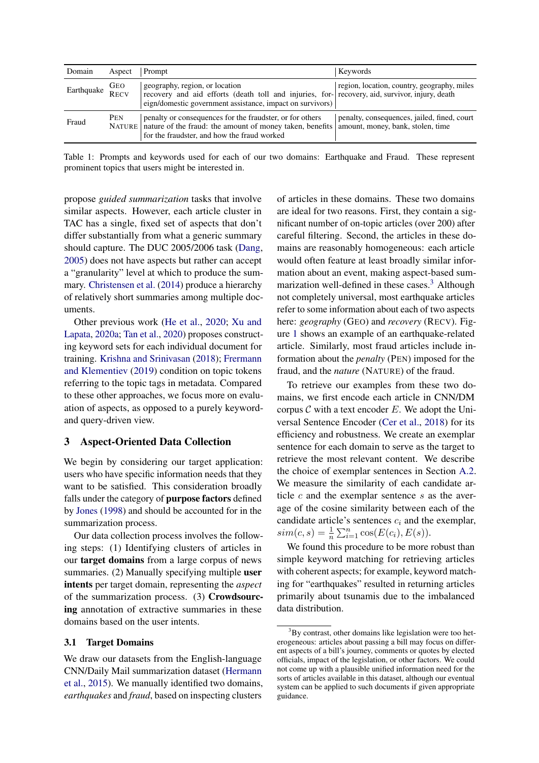| Domain | Aspect | Prompt | Keywords |
|---|---|---|---|
| Earthquake | GEO | geography, region, or location | region, location, country, geography, miles |
| | RECV | recovery and aid efforts (death toll and injuries, foreign/domestic government assistance, impact on survivors) | recovery, aid, survivor, injury, death |
| Fraud | PEN | penalty or consequences for the fraudster, or for others | penalty, consequences, jailed, fined, court |
| | NATURE | nature of the fraud: the amount of money taken, benefits for the fraudster, and how the fraud worked | amount, money, bank, stolen, time |

Table 1: Prompts and keywords used for each of our two domains: Earthquake and Fraud. These represent prominent topics that users might be interested in.

propose *guided summarization* tasks that involve similar aspects. However, each article cluster in TAC has a single, fixed set of aspects that don't differ substantially from what a generic summary should capture. The DUC 2005/2006 task (Dang, 2005) does not have aspects but rather can accept a "granularity" level at which to produce the summary. Christensen et al. (2014) produce a hierarchy of relatively short summaries among multiple documents.

Other previous work (He et al., 2020; Xu and Lapata, 2020a; Tan et al., 2020) proposes constructing keyword sets for each individual document for training. Krishna and Srinivasan (2018); Fremann and Klementiev (2019) condition on topic tokens referring to the topic tags in metadata. Compared to these other approaches, we focus more on evaluation of aspects, as opposed to a purely keyword- and query-driven view.

## 3 Aspect-Oriented Data Collection

We begin by considering our target application: users who have specific information needs that they want to be satisfied. This consideration broadly falls under the category of **purpose factors** defined by Jones (1998) and should be accounted for in the summarization process.

Our data collection process involves the following steps: (1) Identifying clusters of articles in our **target domains** from a large corpus of news summaries. (2) Manually specifying multiple **user intents** per target domain, representing the *aspect* of the summarization process. (3) **Crowdsourcing** annotation of extractive summaries in these domains based on the user intents.

### 3.1 Target Domains

We draw our datasets from the English-language CNN/Daily Mail summarization dataset (Hermann et al., 2015). We manually identified two domains, *earthquakes* and *fraud*, based on inspecting clusters of articles in these domains. These two domains are ideal for two reasons. First, they contain a significant number of on-topic articles (over 200) after careful filtering. Second, the articles in these domains are reasonably homogeneous: each article would often feature at least broadly similar information about an event, making aspect-based summarization well-defined in these cases.[3] Although not completely universal, most earthquake articles refer to some information about each of two aspects here: *geography* (GEO) and *recovery* (RECV). Figure 1 shows an example of an earthquake-related article. Similarly, most fraud articles include information about the *penalty* (PEN) imposed for the fraud, and the *nature* (NATURE) of the fraud.

To retrieve our examples from these two domains, we first encode each article in CNN/DM corpus $\mathcal{C}$ with a text encoder $E$. We adopt the Universal Sentence Encoder (Cer et al., 2018) for its efficiency and robustness. We create an exemplar sentence for each domain to serve as the target to retrieve the most relevant content. We describe the choice of exemplar sentences in Section A.2. We measure the similarity of each candidate article $c$ and the exemplar sentence $s$ as the average of the cosine similarity between each of the candidate article's sentences $c_i$ and the exemplar, $sim(c, s) = \frac{1}{n}\sum_{i=1}^{n} \cos(E(c_i), E(s))$.

We found this procedure to be more robust than simple keyword matching for retrieving articles with coherent aspects; for example, keyword matching for "earthquakes" resulted in returning articles primarily about tsunamis due to the imbalanced data distribution.

[3] By contrast, other domains like legislation were too heterogeneous: articles about passing a bill may focus on different aspects of a bill's journey, comments or quotes by elected officials, impact of the legislation, or other factors. We could not come up with a plausible unified information need for the sorts of articles available in this dataset, although our eventual system can be applied to such documents if given appropriate guidance.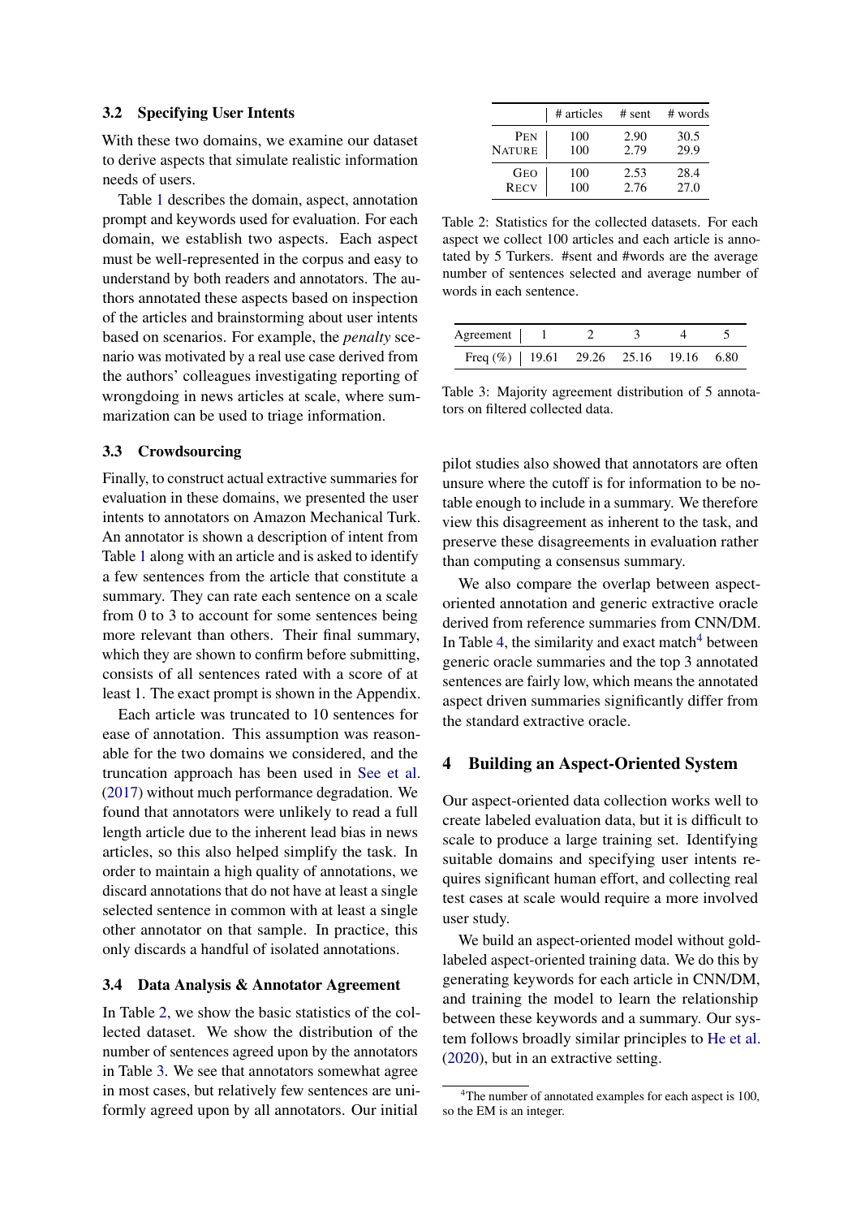### 3.2 Specifying User Intents

With these two domains, we examine our dataset to derive aspects that simulate realistic information needs of users.

Table 1 describes the domain, aspect, annotation prompt and keywords used for evaluation. For each domain, we establish two aspects. Each aspect must be well-represented in the corpus and easy to understand by both readers and annotators. The authors annotated these aspects based on inspection of the articles and brainstorming about user intents based on scenarios. For example, the *penalty* scenario was motivated by a real use case derived from the authors' colleagues investigating reporting of wrongdoing in news articles at scale, where summarization can be used to triage information.

### 3.3 Crowdsourcing

Finally, to construct actual extractive summaries for evaluation in these domains, we presented the user intents to annotators on Amazon Mechanical Turk. An annotator is shown a description of intent from Table 1 along with an article and is asked to identify a few sentences from the article that constitute a summary. They can rate each sentence on a scale from 0 to 3 to account for some sentences being more relevant than others. Their final summary, which they are shown to confirm before submitting, consists of all sentences rated with a score of at least 1. The exact prompt is shown in the Appendix.

Each article was truncated to 10 sentences for ease of annotation. This assumption was reasonable for the two domains we considered, and the truncation approach has been used in See et al. (2017) without much performance degradation. We found that annotators were unlikely to read a full length article due to the inherent lead bias in news articles, so this also helped simplify the task. In order to maintain a high quality of annotations, we discard annotations that do not have at least a single selected sentence in common with at least a single other annotator on that sample. In practice, this only discards a handful of isolated annotations.

### 3.4 Data Analysis & Annotator Agreement

In Table 2, we show the basic statistics of the collected dataset. We show the distribution of the number of sentences agreed upon by the annotators in Table 3. We see that annotators somewhat agree in most cases, but relatively few sentences are uniformly agreed upon by all annotators. Our initial pilot studies also showed that annotators are often unsure where the cutoff is for information to be notable enough to include in a summary. We therefore view this disagreement as inherent to the task, and preserve these disagreements in evaluation rather than computing a consensus summary.

|  | # articles | # sent | # words |
|---|---|---|---|
| PEN | 100 | 2.90 | 30.5 |
| NATURE | 100 | 2.79 | 29.9 |
| GEO | 100 | 2.53 | 28.4 |
| RECV | 100 | 2.76 | 27.0 |

Table 2: Statistics for the collected datasets. For each aspect we collect 100 articles and each article is annotated by 5 Turkers. #sent and #words are the average number of sentences selected and average number of words in each sentence.

| Agreement | 1 | 2 | 3 | 4 | 5 |
|---|---|---|---|---|---|
| Freq (%) | 19.61 | 29.26 | 25.16 | 19.16 | 6.80 |

Table 3: Majority agreement distribution of 5 annotators on filtered collected data.

We also compare the overlap between aspect-oriented annotation and generic extractive oracle derived from reference summaries from CNN/DM. In Table 4, the similarity and exact match[4] between generic oracle summaries and the top 3 annotated sentences are fairly low, which means the annotated aspect driven summaries significantly differ from the standard extractive oracle.

## 4 Building an Aspect-Oriented System

Our aspect-oriented data collection works well to create labeled evaluation data, but it is difficult to scale to produce a large training set. Identifying suitable domains and specifying user intents requires significant human effort, and collecting real test cases at scale would require a more involved user study.

We build an aspect-oriented model without gold-labeled aspect-oriented training data. We do this by generating keywords for each article in CNN/DM, and training the model to learn the relationship between these keywords and a summary. Our system follows broadly similar principles to He et al. (2020), but in an extractive setting.

[4] The number of annotated examples for each aspect is 100, so the EM is an integer.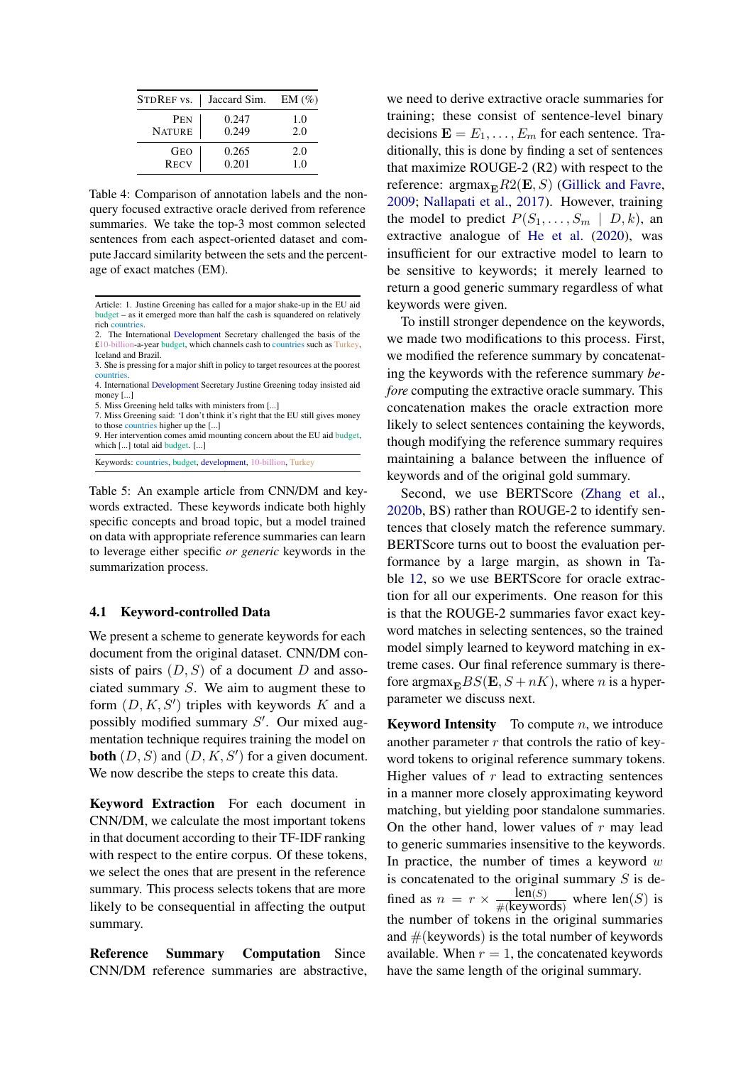| StdRef vs. | Jaccard Sim. | EM (%) |
|---|---|---|
| Pen | 0.247 | 1.0 |
| Nature | 0.249 | 2.0 |
| Geo | 0.265 | 2.0 |
| Recv | 0.201 | 1.0 |

Table 4: Comparison of annotation labels and the non-query focused extractive oracle derived from reference summaries. We take the top-3 most common selected sentences from each aspect-oriented dataset and compute Jaccard similarity between the sets and the percentage of exact matches (EM).

Article: 1. Justine Greening has called for a major shake-up in the EU aid budget – as it emerged more than half the cash is squandered on relatively rich countries.
2. The International Development Secretary challenged the basis of the £10-billion-a-year budget, which channels cash to countries such as Turkey, Iceland and Brazil.
3. She is pressing for a major shift in policy to target resources at the poorest countries.
4. International Development Secretary Justine Greening today insisted aid money [...]
5. Miss Greening held talks with ministers from [...]
7. Miss Greening said: 'I don't think it's right that the EU still gives money to those countries higher up the [...]
9. Her intervention comes amid mounting concern about the EU aid budget, which [...] total aid budget. [...]

Keywords: countries, budget, development, 10-billion, Turkey

Table 5: An example article from CNN/DM and keywords extracted. These keywords indicate both highly specific concepts and broad topic, but a model trained on data with appropriate reference summaries can learn to leverage either specific *or generic* keywords in the summarization process.

### 4.1 Keyword-controlled Data

We present a scheme to generate keywords for each document from the original dataset. CNN/DM consists of pairs $(D, S)$ of a document $D$ and associated summary $S$. We aim to augment these to form $(D, K, S')$ triples with keywords $K$ and a possibly modified summary $S'$. Our mixed augmentation technique requires training the model on **both** $(D, S)$ and $(D, K, S')$ for a given document. We now describe the steps to create this data.

**Keyword Extraction** For each document in CNN/DM, we calculate the most important tokens in that document according to their TF-IDF ranking with respect to the entire corpus. Of these tokens, we select the ones that are present in the reference summary. This process selects tokens that are more likely to be consequential in affecting the output summary.

**Reference Summary Computation** Since CNN/DM reference summaries are abstractive, we need to derive extractive oracle summaries for training; these consist of sentence-level binary decisions $\mathbf{E} = E_1, \ldots, E_m$ for each sentence. Traditionally, this is done by finding a set of sentences that maximize ROUGE-2 (R2) with respect to the reference: $\text{argmax}_{\mathbf{E}} R2(\mathbf{E}, S)$ (Gillick and Favre, 2009; Nallapati et al., 2017). However, training the model to predict $P(S_1, \ldots, S_m \mid D, k)$, an extractive analogue of He et al. (2020), was insufficient for our extractive model to learn to be sensitive to keywords; it merely learned to return a good generic summary regardless of what keywords were given.

To instill stronger dependence on the keywords, we made two modifications to this process. First, we modified the reference summary by concatenating the keywords with the reference summary *before* computing the extractive oracle summary. This concatenation makes the oracle extraction more likely to select sentences containing the keywords, though modifying the reference summary requires maintaining a balance between the influence of keywords and of the original gold summary.

Second, we use BERTScore (Zhang et al., 2020b, BS) rather than ROUGE-2 to identify sentences that closely match the reference summary. BERTScore turns out to boost the evaluation performance by a large margin, as shown in Table 12, so we use BERTScore for oracle extraction for all our experiments. One reason for this is that the ROUGE-2 summaries favor exact keyword matches in selecting sentences, so the trained model simply learned to keyword matching in extreme cases. Our final reference summary is therefore $\text{argmax}_{\mathbf{E}} BS(\mathbf{E}, S + nK)$, where $n$ is a hyperparameter we discuss next.

**Keyword Intensity** To compute $n$, we introduce another parameter $r$ that controls the ratio of keyword tokens to original reference summary tokens. Higher values of $r$ lead to extracting sentences in a manner more closely approximating keyword matching, but yielding poor standalone summaries. On the other hand, lower values of $r$ may lead to generic summaries insensitive to the keywords. In practice, the number of times a keyword $w$ is concatenated to the original summary $S$ is defined as $n = r \times \frac{\text{len}(S)}{\#(\text{keywords})}$ where $\text{len}(S)$ is the number of tokens in the original summary and $\#(\text{keywords})$ is the total number of keywords available. When $r = 1$, the concatenated keywords have the same length of the original summary.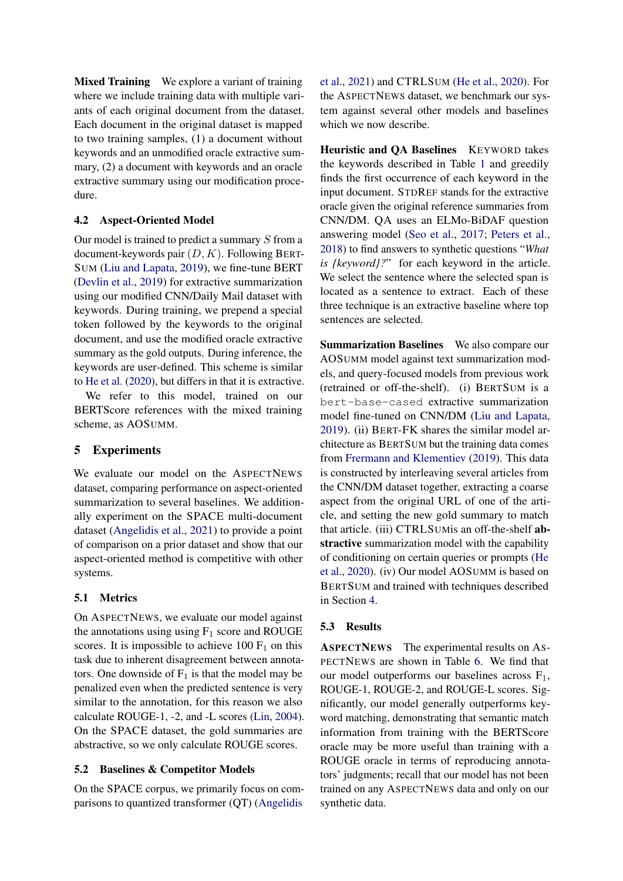**Mixed Training** We explore a variant of training where we include training data with multiple variants of each original document from the dataset. Each document in the original dataset is mapped to two training samples, (1) a document without keywords and an unmodified oracle extractive summary, (2) a document with keywords and an oracle extractive summary using our modification procedure.

### 4.2 Aspect-Oriented Model

Our model is trained to predict a summary $S$ from a document-keywords pair $(D, K)$. Following BERTSUM (Liu and Lapata, 2019), we fine-tune BERT (Devlin et al., 2019) for extractive summarization using our modified CNN/Daily Mail dataset with keywords. During training, we prepend a special token followed by the keywords to the original document, and use the modified oracle extractive summary as the gold outputs. During inference, the keywords are user-defined. This scheme is similar to He et al. (2020), but differs in that it is extractive.

We refer to this model, trained on our BERTScore references with the mixed training scheme, as AOSUMM.

## 5 Experiments

We evaluate our model on the ASPECTNEWS dataset, comparing performance on aspect-oriented summarization to several baselines. We additionally experiment on the SPACE multi-document dataset (Angelidis et al., 2021) to provide a point of comparison on a prior dataset and show that our aspect-oriented method is competitive with other systems.

### 5.1 Metrics

On ASPECTNEWS, we evaluate our model against the annotations using using $F_1$ score and ROUGE scores. It is impossible to achieve 100 $F_1$ on this task due to inherent disagreement between annotators. One downside of $F_1$ is that the model may be penalized even when the predicted sentence is very similar to the annotation, for this reason we also calculate ROUGE-1, -2, and -L scores (Lin, 2004). On the SPACE dataset, the gold summaries are abstractive, so we only calculate ROUGE scores.

### 5.2 Baselines & Competitor Models

On the SPACE corpus, we primarily focus on comparisons to quantized transformer (QT) (Angelidis et al., 2021) and CTRLSUM (He et al., 2020). For the ASPECTNEWS dataset, we benchmark our system against several other models and baselines which we now describe.

**Heuristic and QA Baselines** KEYWORD takes the keywords described in Table 1 and greedily finds the first occurrence of each keyword in the input document. STDREF stands for the extractive oracle given the original reference summaries from CNN/DM. QA uses an ELMo-BiDAF question answering model (Seo et al., 2017; Peters et al., 2018) to find answers to synthetic questions "*What is {keyword}?*" for each keyword in the article. We select the sentence where the selected span is located as a sentence to extract. Each of these three technique is an extractive baseline where top sentences are selected.

**Summarization Baselines** We also compare our AOSUMM model against text summarization models, and query-focused models from previous work (retrained or off-the-shelf). (i) BERTSUM is a `bert-base-cased` extractive summarization model fine-tuned on CNN/DM (Liu and Lapata, 2019). (ii) BERT-FK shares the similar model architecture as BERTSUM but the training data comes from Frermann and Klementiev (2019). This data is constructed by interleaving several articles from the CNN/DM dataset together, extracting a coarse aspect from the original URL of one of the article, and setting the new gold summary to match that article. (iii) CTRLSUMis an off-the-shelf **abstractive** summarization model with the capability of conditioning on certain queries or prompts (He et al., 2020). (iv) Our model AOSUMM is based on BERTSUM and trained with techniques described in Section 4.

### 5.3 Results

**ASPECTNEWS** The experimental results on ASPECTNEWS are shown in Table 6. We find that our model outperforms our baselines across $F_1$, ROUGE-1, ROUGE-2, and ROUGE-L scores. Significantly, our model generally outperforms keyword matching, demonstrating that semantic match information from training with the BERTScore oracle may be more useful than training with a ROUGE oracle in terms of reproducing annotators' judgments; recall that our model has not been trained on any ASPECTNEWS data and only on our synthetic data.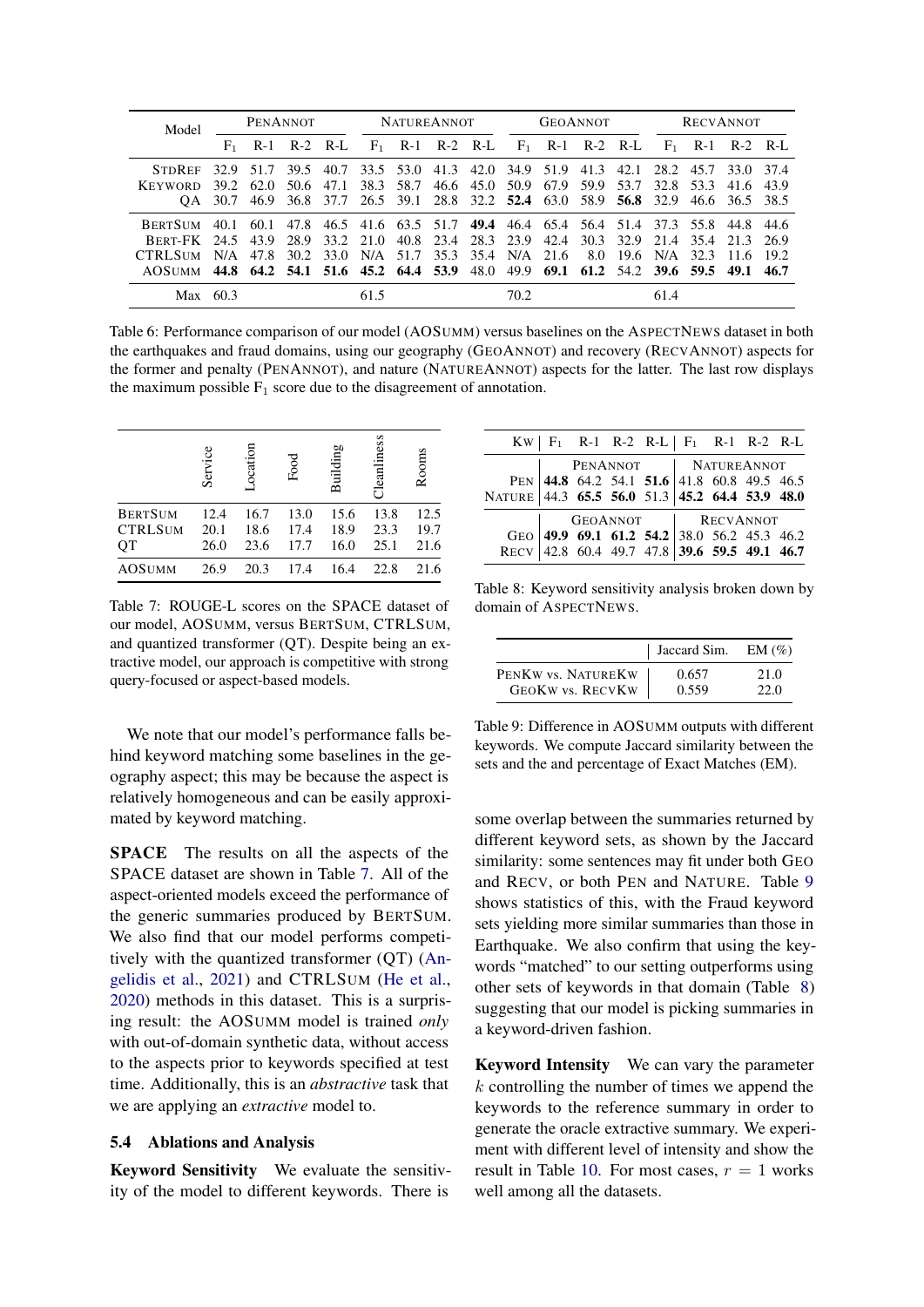| Model | PenAnnot | | | | NatureAnnot | | | | GeoAnnot | | | | RecvAnnot | | | |
|---|---|---|---|---|---|---|---|---|---|---|---|---|---|---|---|---|
| | $F_1$ | R-1 | R-2 | R-L | $F_1$ | R-1 | R-2 | R-L | $F_1$ | R-1 | R-2 | R-L | $F_1$ | R-1 | R-2 | R-L |
| StdRef | 32.9 | 51.7 | 39.5 | 40.7 | 33.5 | 53.0 | 41.3 | 42.0 | 34.9 | 51.9 | 41.3 | 42.1 | 28.2 | 45.7 | 33.0 | 37.4 |
| Keyword | 39.2 | 62.0 | 50.6 | 47.1 | 38.3 | 58.7 | 46.6 | 45.0 | 50.9 | 67.9 | 59.9 | 53.7 | 32.8 | 53.3 | 41.6 | 43.9 |
| QA | 30.7 | 46.9 | 36.8 | 37.7 | 26.5 | 39.1 | 28.8 | 32.2 | **52.4** | 63.0 | 58.9 | **56.8** | 32.9 | 46.6 | 36.5 | 38.5 |
| BertSum | 40.1 | 60.1 | 47.8 | 46.5 | 41.6 | 63.5 | 51.7 | **49.4** | 46.4 | 65.4 | 56.4 | 51.4 | 37.3 | 55.8 | 44.8 | 44.6 |
| Bert-FK | 24.5 | 43.9 | 28.9 | 33.2 | 21.0 | 40.8 | 23.4 | 28.3 | 23.9 | 42.4 | 30.3 | 32.9 | 21.4 | 35.4 | 21.3 | 26.9 |
| CTRLSum | N/A | 47.8 | 30.2 | 33.0 | N/A | 51.7 | 35.3 | 35.4 | N/A | 21.6 | 8.0 | 19.6 | N/A | 32.3 | 11.6 | 19.2 |
| AOSumm | **44.8** | **64.2** | **54.1** | **51.6** | **45.2** | **64.4** | **53.9** | 48.0 | 49.9 | **69.1** | **61.2** | 54.2 | **39.6** | **59.5** | **49.1** | **46.7** |
| Max | 60.3 | | | | 61.5 | | | | 70.2 | | | | 61.4 | | | |

Table 6: Performance comparison of our model (AOSumm) versus baselines on the AspectNews dataset in both the earthquakes and fraud domains, using our geography (GeoAnnot) and recovery (RecvAnnot) aspects for the former and penalty (PenAnnot), and nature (NatureAnnot) aspects for the latter. The last row displays the maximum possible $F_1$ score due to the disagreement of annotation.

| | Service | Location | Food | Building | Cleanliness | Rooms |
|---|---|---|---|---|---|---|
| BertSum | 12.4 | 16.7 | 13.0 | 15.6 | 13.8 | 12.5 |
| CTRLSum | 20.1 | 18.6 | 17.4 | 18.9 | 23.3 | 19.7 |
| QT | 26.0 | 23.6 | 17.7 | 16.0 | 25.1 | 21.6 |
| AOSumm | 26.9 | 20.3 | 17.4 | 16.4 | 22.8 | 21.6 |

Table 7: ROUGE-L scores on the SPACE dataset of our model, AOSumm, versus BertSum, CTRLSum, and quantized transformer (QT). Despite being an extractive model, our approach is competitive with strong query-focused or aspect-based models.

We note that our model's performance falls behind keyword matching some baselines in the geography aspect; this may be because the aspect is relatively homogeneous and can be easily approximated by keyword matching.

**SPACE** The results on all the aspects of the SPACE dataset are shown in Table 7. All of the aspect-oriented models exceed the performance of the generic summaries produced by BertSum. We also find that our model performs competitively with the quantized transformer (QT) (Angelidis et al., 2021) and CTRLSum (He et al., 2020) methods in this dataset. This is a surprising result: the AOSumm model is trained *only* with out-of-domain synthetic data, without access to the aspects prior to keywords specified at test time. Additionally, this is an *abstractive* task that we are applying an *extractive* model to.

### 5.4 Ablations and Analysis

**Keyword Sensitivity** We evaluate the sensitivity of the model to different keywords. There is some overlap between the summaries returned by different keyword sets, as shown by the Jaccard similarity: some sentences may fit under both Geo and Recv, or both Pen and Nature. Table 9 shows statistics of this, with the Fraud keyword sets yielding more similar summaries than those in Earthquake. We also confirm that using the keywords "matched" to our setting outperforms using other sets of keywords in that domain (Table 8) suggesting that our model is picking summaries in a keyword-driven fashion.

| Kw | $F_1$ | R-1 | R-2 | R-L | $F_1$ | R-1 | R-2 | R-L |
|---|---|---|---|---|---|---|---|---|
| | PenAnnot | | | | NatureAnnot | | | |
| Pen | **44.8** | 64.2 | 54.1 | **51.6** | 41.8 | 60.8 | 49.5 | 46.5 |
| Nature | 44.3 | **65.5** | **56.0** | 51.3 | **45.2** | **64.4** | **53.9** | **48.0** |
| | GeoAnnot | | | | RecvAnnot | | | |
| Geo | **49.9** | **69.1** | **61.2** | **54.2** | 38.0 | 56.2 | 45.3 | 46.2 |
| Recv | 42.8 | 60.4 | 49.7 | 47.8 | **39.6** | **59.5** | **49.1** | **46.7** |

Table 8: Keyword sensitivity analysis broken down by domain of AspectNews.

| | Jaccard Sim. | EM (%) |
|---|---|---|
| PenKw vs. NatureKw | 0.657 | 21.0 |
| GeoKw vs. RecvKw | 0.559 | 22.0 |

Table 9: Difference in AOSumm outputs with different keywords. We compute Jaccard similarity between the sets and the and percentage of Exact Matches (EM).

**Keyword Intensity** We can vary the parameter $k$ controlling the number of times we append the keywords to the reference summary in order to generate the oracle extractive summary. We experiment with different level of intensity and show the result in Table 10. For most cases, $r = 1$ works well among all the datasets.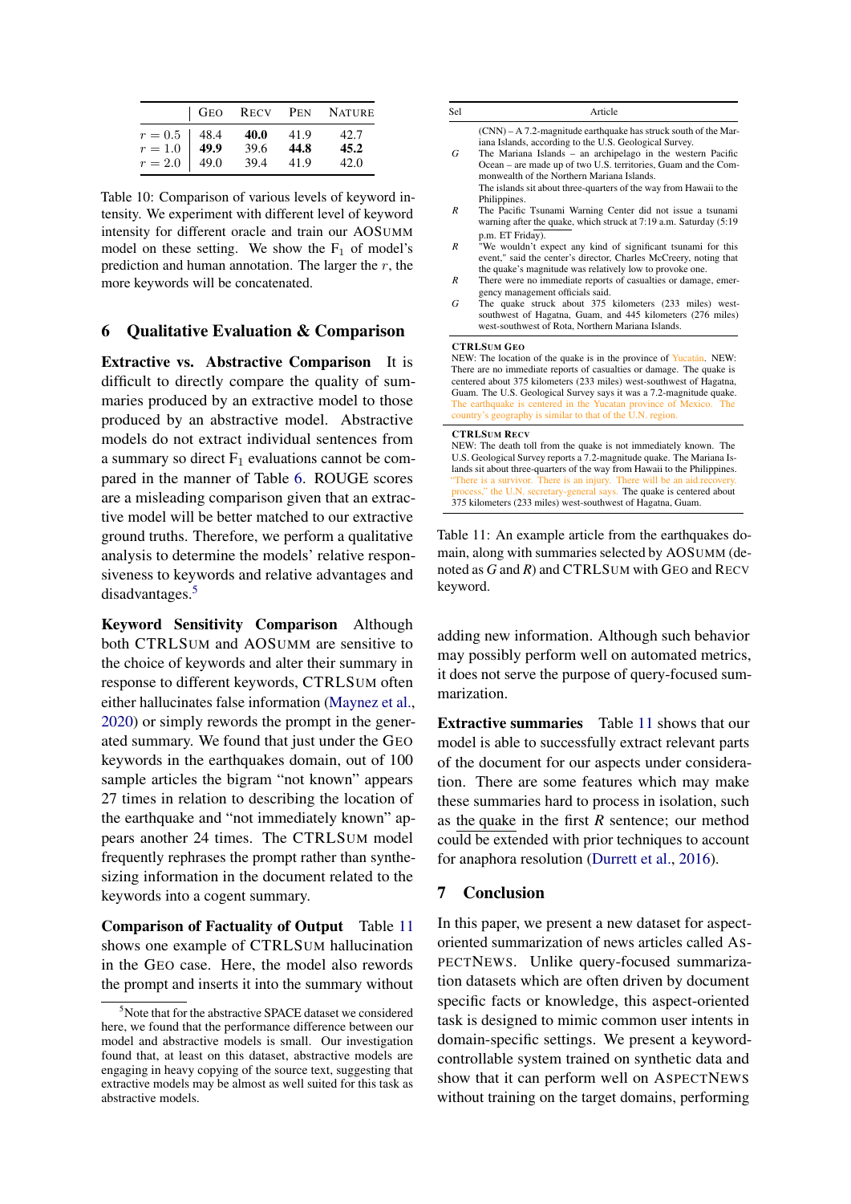|  | Geo | Recv | Pen | Nature |
|---|---|---|---|---|
| $r = 0.5$ | 48.4 | **40.0** | 41.9 | 42.7 |
| $r = 1.0$ | **49.9** | 39.6 | **44.8** | **45.2** |
| $r = 2.0$ | 49.0 | 39.4 | 41.9 | 42.0 |

Table 10: Comparison of various levels of keyword intensity. We experiment with different level of keyword intensity for different oracle and train our AOSumm model on these setting. We show the $F_1$ of model's prediction and human annotation. The larger the $r$, the more keywords will be concatenated.

## 6 Qualitative Evaluation & Comparison

**Extractive vs. Abstractive Comparison** It is difficult to directly compare the quality of summaries produced by an extractive model to those produced by an abstractive model. Abstractive models do not extract individual sentences from a summary so direct $F_1$ evaluations cannot be compared in the manner of Table 6. ROUGE scores are a misleading comparison given that an extractive model will be better matched to our extractive ground truths. Therefore, we perform a qualitative analysis to determine the models' relative responsiveness to keywords and relative advantages and disadvantages.[5]

**Keyword Sensitivity Comparison** Although both CTRLSum and AOSumm are sensitive to the choice of keywords and alter their summary in response to different keywords, CTRLSum often either hallucinates false information (Maynez et al., 2020) or simply rewords the prompt in the generated summary. We found that just under the Geo keywords in the earthquakes domain, out of 100 sample articles the bigram "not known" appears 27 times in relation to describing the location of the earthquake and "not immediately known" appears another 24 times. The CTRLSum model frequently rephrases the prompt rather than synthesizing information in the document related to the keywords into a cogent summary.

**Comparison of Factuality of Output** Table 11 shows one example of CTRLSum hallucination in the Geo case. Here, the model also rewords the prompt and inserts it into the summary without adding new information. Although such behavior may possibly perform well on automated metrics, it does not serve the purpose of query-focused summarization.

| Sel | Article |
|---|---|
|  | (CNN) – A 7.2-magnitude earthquake has struck south of the Mariana Islands, according to the U.S. Geological Survey. |
| *G* | The Mariana Islands – an archipelago in the western Pacific Ocean – are made up of two U.S. territories, Guam and the Commonwealth of the Northern Mariana Islands. |
|  | The islands sit about three-quarters of the way from Hawaii to the Philippines. |
| *R* | The Pacific Tsunami Warning Center did not issue a tsunami warning after the quake, which struck at 7:19 a.m. Saturday (5:19 p.m. ET Friday). |
| *R* | "We wouldn't expect any kind of significant tsunami for this event," said the center's director, Charles McCreery, noting that the quake's magnitude was relatively low to provoke one. |
| *R* | There were no immediate reports of casualties or damage, emergency management officials said. |
| *G* | The quake struck about 375 kilometers (233 miles) west-southwest of Hagatna, Guam, and 445 kilometers (276 miles) west-southwest of Rota, Northern Mariana Islands. |
| **CTRLSum Geo** | NEW: The location of the quake is in the province of Yucatán. NEW: There are no immediate reports of casualties or damage. The quake is centered about 375 kilometers (233 miles) west-southwest of Hagatna, Guam. The U.S. Geological Survey says it was a 7.2-magnitude quake. The earthquake is centered in the Yucatan province of Mexico. The country's geography is similar to that of the U.N. region. |
| **CTRLSum Recv** | NEW: The death toll from the quake is not immediately known. The U.S. Geological Survey reports a 7.2-magnitude quake. The Mariana Islands sit about three-quarters of the way from Hawaii to the Philippines. "There is a survivor. There is an injury. There will be an aid.recovery. process," the U.N. secretary-general says. The quake is centered about 375 kilometers (233 miles) west-southwest of Hagatna, Guam. |

Table 11: An example article from the earthquakes domain, along with summaries selected by AOSumm (denoted as *G* and *R*) and CTRLSum with Geo and Recv keyword.

**Extractive summaries** Table 11 shows that our model is able to successfully extract relevant parts of the document for our aspects under consideration. There are some features which may make these summaries hard to process in isolation, such as the quake in the first *R* sentence; our method could be extended with prior techniques to account for anaphora resolution (Durrett et al., 2016).

## 7 Conclusion

In this paper, we present a new dataset for aspect-oriented summarization of news articles called AspectNews. Unlike query-focused summarization datasets which are often driven by document specific facts or knowledge, this aspect-oriented task is designed to mimic common user intents in domain-specific settings. We present a keyword-controllable system trained on synthetic data and show that it can perform well on AspectNews without training on the target domains, performing

[5] Note that for the abstractive SPACE dataset we considered here, we found that the performance difference between our model and abstractive models is small. Our investigation found that, at least on this dataset, abstractive models are engaging in heavy copying of the source text, suggesting that extractive models may be almost as well suited for this task as abstractive models.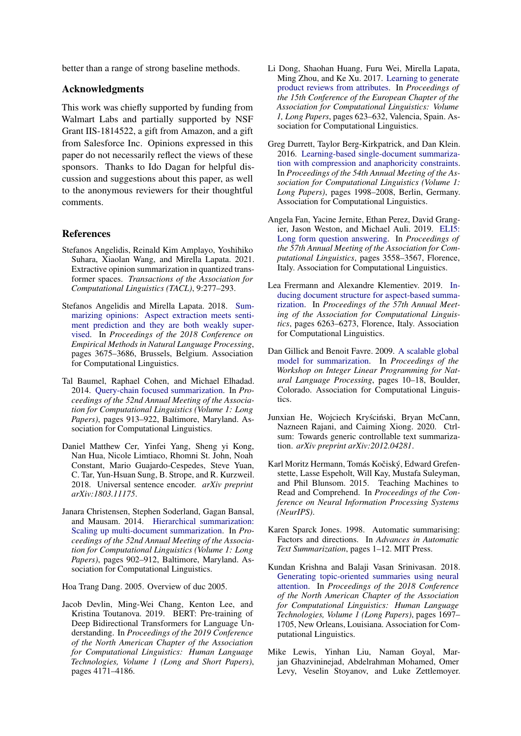better than a range of strong baseline methods.

## Acknowledgments

This work was chiefly supported by funding from Walmart Labs and partially supported by NSF Grant IIS-1814522, a gift from Amazon, and a gift from Salesforce Inc. Opinions expressed in this paper do not necessarily reflect the views of these sponsors. Thanks to Ido Dagan for helpful discussion and suggestions about this paper, as well to the anonymous reviewers for their thoughtful comments.

## References

Stefanos Angelidis, Reinald Kim Amplayo, Yoshihiko Suhara, Xiaolan Wang, and Mirella Lapata. 2021. Extractive opinion summarization in quantized transformer spaces. *Transactions of the Association for Computational Linguistics (TACL)*, 9:277–293.

Stefanos Angelidis and Mirella Lapata. 2018. Summarizing opinions: Aspect extraction meets sentiment prediction and they are both weakly supervised. In *Proceedings of the 2018 Conference on Empirical Methods in Natural Language Processing*, pages 3675–3686, Brussels, Belgium. Association for Computational Linguistics.

Tal Baumel, Raphael Cohen, and Michael Elhadad. 2014. Query-chain focused summarization. In *Proceedings of the 52nd Annual Meeting of the Association for Computational Linguistics (Volume 1: Long Papers)*, pages 913–922, Baltimore, Maryland. Association for Computational Linguistics.

Daniel Matthew Cer, Yinfei Yang, Sheng yi Kong, Nan Hua, Nicole Limtiaco, Rhomni St. John, Noah Constant, Mario Guajardo-Cespedes, Steve Yuan, C. Tar, Yun-Hsuan Sung, B. Strope, and R. Kurzweil. 2018. Universal sentence encoder. *arXiv preprint arXiv:1803.11175*.

Janara Christensen, Stephen Soderland, Gagan Bansal, and Mausam. 2014. Hierarchical summarization: Scaling up multi-document summarization. In *Proceedings of the 52nd Annual Meeting of the Association for Computational Linguistics (Volume 1: Long Papers)*, pages 902–912, Baltimore, Maryland. Association for Computational Linguistics.

Hoa Trang Dang. 2005. Overview of duc 2005.

Jacob Devlin, Ming-Wei Chang, Kenton Lee, and Kristina Toutanova. 2019. BERT: Pre-training of Deep Bidirectional Transformers for Language Understanding. In *Proceedings of the 2019 Conference of the North American Chapter of the Association for Computational Linguistics: Human Language Technologies, Volume 1 (Long and Short Papers)*, pages 4171–4186.

Li Dong, Shaohan Huang, Furu Wei, Mirella Lapata, Ming Zhou, and Ke Xu. 2017. Learning to generate product reviews from attributes. In *Proceedings of the 15th Conference of the European Chapter of the Association for Computational Linguistics: Volume 1, Long Papers*, pages 623–632, Valencia, Spain. Association for Computational Linguistics.

Greg Durrett, Taylor Berg-Kirkpatrick, and Dan Klein. 2016. Learning-based single-document summarization with compression and anaphoricity constraints. In *Proceedings of the 54th Annual Meeting of the Association for Computational Linguistics (Volume 1: Long Papers)*, pages 1998–2008, Berlin, Germany. Association for Computational Linguistics.

Angela Fan, Yacine Jernite, Ethan Perez, David Grangier, Jason Weston, and Michael Auli. 2019. ELI5: Long form question answering. In *Proceedings of the 57th Annual Meeting of the Association for Computational Linguistics*, pages 3558–3567, Florence, Italy. Association for Computational Linguistics.

Lea Frermann and Alexandre Klementiev. 2019. Inducing document structure for aspect-based summarization. In *Proceedings of the 57th Annual Meeting of the Association for Computational Linguistics*, pages 6263–6273, Florence, Italy. Association for Computational Linguistics.

Dan Gillick and Benoit Favre. 2009. A scalable global model for summarization. In *Proceedings of the Workshop on Integer Linear Programming for Natural Language Processing*, pages 10–18, Boulder, Colorado. Association for Computational Linguistics.

Junxian He, Wojciech Kryściński, Bryan McCann, Nazneen Rajani, and Caiming Xiong. 2020. Ctrlsum: Towards generic controllable text summarization. *arXiv preprint arXiv:2012.04281*.

Karl Moritz Hermann, Tomás Kočiský, Edward Grefenstette, Lasse Espeholt, Will Kay, Mustafa Suleyman, and Phil Blunsom. 2015. Teaching Machines to Read and Comprehend. In *Proceedings of the Conference on Neural Information Processing Systems (NeurIPS)*.

Karen Sparck Jones. 1998. Automatic summarising: Factors and directions. In *Advances in Automatic Text Summarization*, pages 1–12. MIT Press.

Kundan Krishna and Balaji Vasan Srinivasan. 2018. Generating topic-oriented summaries using neural attention. In *Proceedings of the 2018 Conference of the North American Chapter of the Association for Computational Linguistics: Human Language Technologies, Volume 1 (Long Papers)*, pages 1697–1705, New Orleans, Louisiana. Association for Computational Linguistics.

Mike Lewis, Yinhan Liu, Naman Goyal, Marjan Ghazvininejad, Abdelrahman Mohamed, Omer Levy, Veselin Stoyanov, and Luke Zettlemoyer.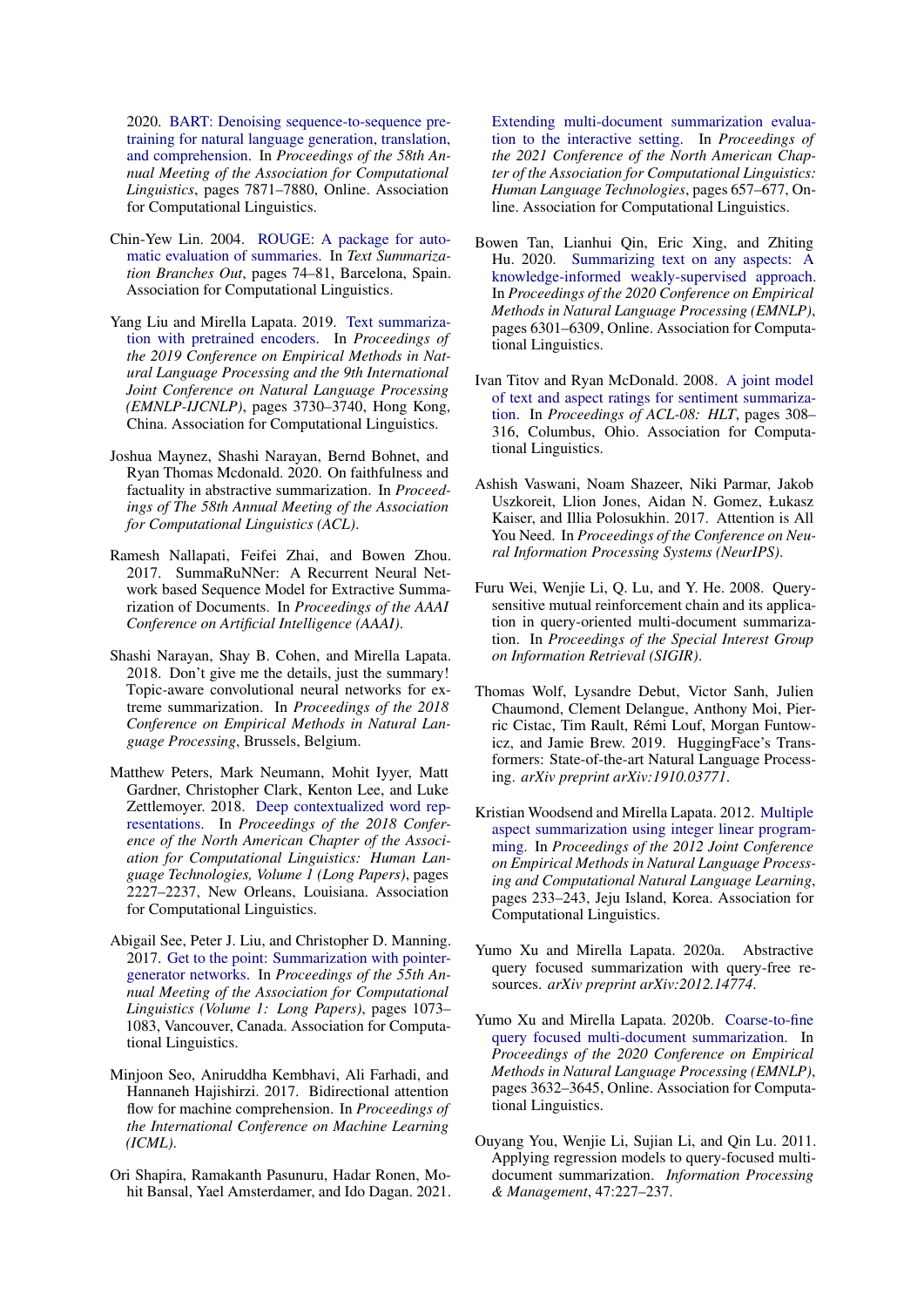2020. BART: Denoising sequence-to-sequence pre-training for natural language generation, translation, and comprehension. In *Proceedings of the 58th Annual Meeting of the Association for Computational Linguistics*, pages 7871–7880, Online. Association for Computational Linguistics.

Chin-Yew Lin. 2004. ROUGE: A package for automatic evaluation of summaries. In *Text Summarization Branches Out*, pages 74–81, Barcelona, Spain. Association for Computational Linguistics.

Yang Liu and Mirella Lapata. 2019. Text summarization with pretrained encoders. In *Proceedings of the 2019 Conference on Empirical Methods in Natural Language Processing and the 9th International Joint Conference on Natural Language Processing (EMNLP-IJCNLP)*, pages 3730–3740, Hong Kong, China. Association for Computational Linguistics.

Joshua Maynez, Shashi Narayan, Bernd Bohnet, and Ryan Thomas Mcdonald. 2020. On faithfulness and factuality in abstractive summarization. In *Proceedings of The 58th Annual Meeting of the Association for Computational Linguistics (ACL)*.

Ramesh Nallapati, Feifei Zhai, and Bowen Zhou. 2017. SummaRuNNer: A Recurrent Neural Network based Sequence Model for Extractive Summarization of Documents. In *Proceedings of the AAAI Conference on Artificial Intelligence (AAAI)*.

Shashi Narayan, Shay B. Cohen, and Mirella Lapata. 2018. Don't give me the details, just the summary! Topic-aware convolutional neural networks for extreme summarization. In *Proceedings of the 2018 Conference on Empirical Methods in Natural Language Processing*, Brussels, Belgium.

Matthew Peters, Mark Neumann, Mohit Iyyer, Matt Gardner, Christopher Clark, Kenton Lee, and Luke Zettlemoyer. 2018. Deep contextualized word representations. In *Proceedings of the 2018 Conference of the North American Chapter of the Association for Computational Linguistics: Human Language Technologies, Volume 1 (Long Papers)*, pages 2227–2237, New Orleans, Louisiana. Association for Computational Linguistics.

Abigail See, Peter J. Liu, and Christopher D. Manning. 2017. Get to the point: Summarization with pointer-generator networks. In *Proceedings of the 55th Annual Meeting of the Association for Computational Linguistics (Volume 1: Long Papers)*, pages 1073–1083, Vancouver, Canada. Association for Computational Linguistics.

Minjoon Seo, Aniruddha Kembhavi, Ali Farhadi, and Hannaneh Hajishirzi. 2017. Bidirectional attention flow for machine comprehension. In *Proceedings of the International Conference on Machine Learning (ICML)*.

Ori Shapira, Ramakanth Pasunuru, Hadar Ronen, Mohit Bansal, Yael Amsterdamer, and Ido Dagan. 2021. Extending multi-document summarization evaluation to the interactive setting. In *Proceedings of the 2021 Conference of the North American Chapter of the Association for Computational Linguistics: Human Language Technologies*, pages 657–677, Online. Association for Computational Linguistics.

Bowen Tan, Lianhui Qin, Eric Xing, and Zhiting Hu. 2020. Summarizing text on any aspects: A knowledge-informed weakly-supervised approach. In *Proceedings of the 2020 Conference on Empirical Methods in Natural Language Processing (EMNLP)*, pages 6301–6309, Online. Association for Computational Linguistics.

Ivan Titov and Ryan McDonald. 2008. A joint model of text and aspect ratings for sentiment summarization. In *Proceedings of ACL-08: HLT*, pages 308–316, Columbus, Ohio. Association for Computational Linguistics.

Ashish Vaswani, Noam Shazeer, Niki Parmar, Jakob Uszkoreit, Llion Jones, Aidan N. Gomez, Łukasz Kaiser, and Illia Polosukhin. 2017. Attention is All You Need. In *Proceedings of the Conference on Neural Information Processing Systems (NeurIPS)*.

Furu Wei, Wenjie Li, Q. Lu, and Y. He. 2008. Query-sensitive mutual reinforcement chain and its application in query-oriented multi-document summarization. In *Proceedings of the Special Interest Group on Information Retrieval (SIGIR)*.

Thomas Wolf, Lysandre Debut, Victor Sanh, Julien Chaumond, Clement Delangue, Anthony Moi, Pierric Cistac, Tim Rault, Rémi Louf, Morgan Funtowicz, and Jamie Brew. 2019. HuggingFace's Transformers: State-of-the-art Natural Language Processing. *arXiv preprint arXiv:1910.03771*.

Kristian Woodsend and Mirella Lapata. 2012. Multiple aspect summarization using integer linear programming. In *Proceedings of the 2012 Joint Conference on Empirical Methods in Natural Language Processing and Computational Natural Language Learning*, pages 233–243, Jeju Island, Korea. Association for Computational Linguistics.

Yumo Xu and Mirella Lapata. 2020a. Abstractive query focused summarization with query-free resources. *arXiv preprint arXiv:2012.14774*.

Yumo Xu and Mirella Lapata. 2020b. Coarse-to-fine query focused multi-document summarization. In *Proceedings of the 2020 Conference on Empirical Methods in Natural Language Processing (EMNLP)*, pages 3632–3645, Online. Association for Computational Linguistics.

Ouyang You, Wenjie Li, Sujian Li, and Qin Lu. 2011. Applying regression models to query-focused multi-document summarization. *Information Processing & Management*, 47:227–237.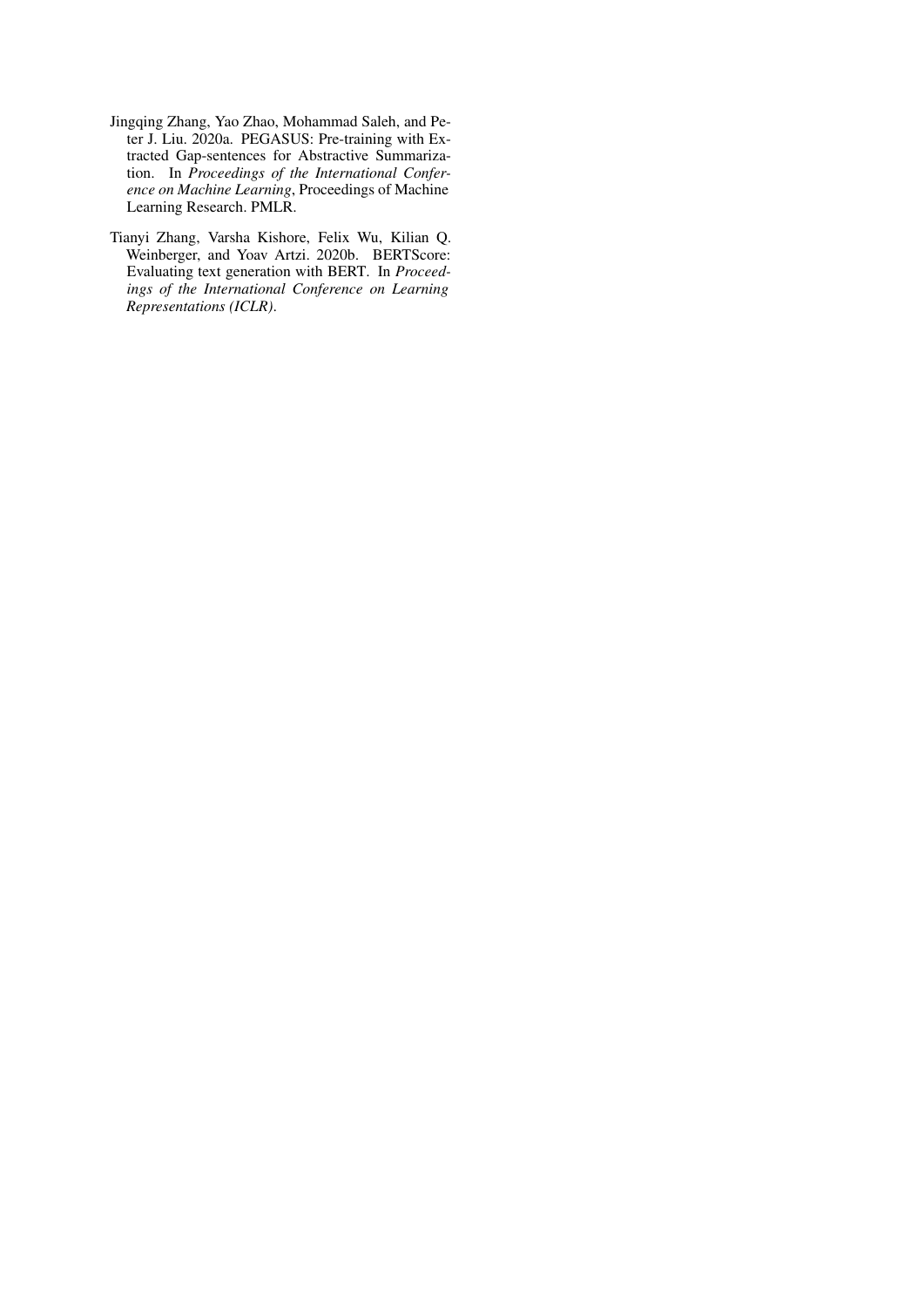Jingqing Zhang, Yao Zhao, Mohammad Saleh, and Peter J. Liu. 2020a. PEGASUS: Pre-training with Extracted Gap-sentences for Abstractive Summarization. In *Proceedings of the International Conference on Machine Learning*, Proceedings of Machine Learning Research. PMLR.

Tianyi Zhang, Varsha Kishore, Felix Wu, Kilian Q. Weinberger, and Yoav Artzi. 2020b. BERTScore: Evaluating text generation with BERT. In *Proceedings of the International Conference on Learning Representations (ICLR)*.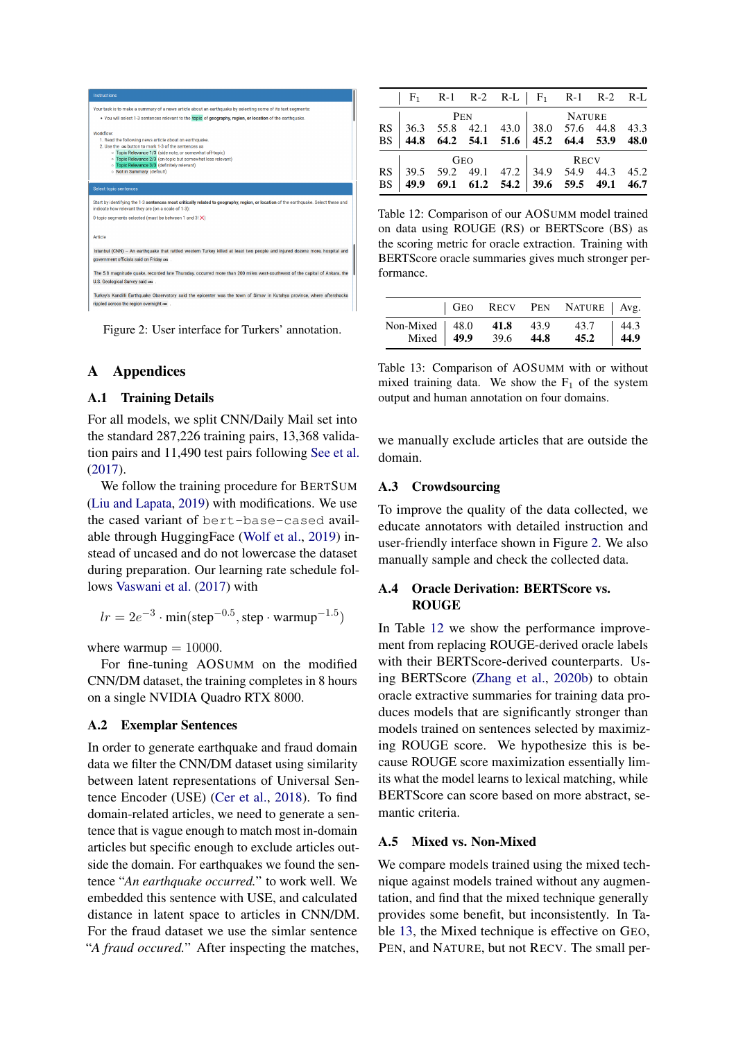Figure 2: User interface for Turkers' annotation.

# A Appendices

## A.1 Training Details

For all models, we split CNN/Daily Mail set into the standard 287,226 training pairs, 13,368 validation pairs and 11,490 test pairs following See et al. (2017).

We follow the training procedure for BERTSUM (Liu and Lapata, 2019) with modifications. We use the cased variant of `bert-base-cased` available through HuggingFace (Wolf et al., 2019) instead of uncased and do not lowercase the dataset during preparation. Our learning rate schedule follows Vaswani et al. (2017) with

$$lr = 2e^{-3} \cdot \min(\text{step}^{-0.5}, \text{step} \cdot \text{warmup}^{-1.5})$$

where warmup $= 10000$.

For fine-tuning AOSUMM on the modified CNN/DM dataset, the training completes in 8 hours on a single NVIDIA Quadro RTX 8000.

## A.2 Exemplar Sentences

In order to generate earthquake and fraud domain data we filter the CNN/DM dataset using similarity between latent representations of Universal Sentence Encoder (USE) (Cer et al., 2018). To find domain-related articles, we need to generate a sentence that is vague enough to match most in-domain articles but specific enough to exclude articles outside the domain. For earthquakes we found the sentence "*An earthquake occurred.*" to work well. We embedded this sentence with USE, and calculated distance in latent space to articles in CNN/DM. For the fraud dataset we use the simlar sentence "*A fraud occured.*" After inspecting the matches, we manually exclude articles that are outside the domain.

| | $F_1$ | R-1 | R-2 | R-L | $F_1$ | R-1 | R-2 | R-L |
|---|---|---|---|---|---|---|---|---|
| | PEN | | | | NATURE | | | |
| RS | 36.3 | 55.8 | 42.1 | 43.0 | 38.0 | 57.6 | 44.8 | 43.3 |
| BS | **44.8** | **64.2** | **54.1** | **51.6** | **45.2** | **64.4** | **53.9** | **48.0** |
| | GEO | | | | RECV | | | |
| RS | 39.5 | 59.2 | 49.1 | 47.2 | 34.9 | 54.9 | 44.3 | 45.2 |
| BS | **49.9** | **69.1** | **61.2** | **54.2** | **39.6** | **59.5** | **49.1** | **46.7** |

Table 12: Comparison of our AOSUMM model trained on data using ROUGE (RS) or BERTScore (BS) as the scoring metric for oracle extraction. Training with BERTScore oracle summaries gives much stronger performance.

| | GEO | RECV | PEN | NATURE | Avg. |
|---|---|---|---|---|---|
| Non-Mixed | 48.0 | **41.8** | 43.9 | 43.7 | 44.3 |
| Mixed | **49.9** | 39.6 | **44.8** | **45.2** | **44.9** |

Table 13: Comparison of AOSUMM with or without mixed training data. We show the $F_1$ of the system output and human annotation on four domains.

## A.3 Crowdsourcing

To improve the quality of the data collected, we educate annotators with detailed instruction and user-friendly interface shown in Figure 2. We also manually sample and check the collected data.

## A.4 Oracle Derivation: BERTScore vs. ROUGE

In Table 12 we show the performance improvement from replacing ROUGE-derived oracle labels with their BERTScore-derived counterparts. Using BERTScore (Zhang et al., 2020b) to obtain oracle extractive summaries for training data produces models that are significantly stronger than models trained on sentences selected by maximizing ROUGE score. We hypothesize this is because ROUGE score maximization essentially limits what the model learns to lexical matching, while BERTScore can score based on more abstract, semantic criteria.

## A.5 Mixed vs. Non-Mixed

We compare models trained using the mixed technique against models trained without any augmentation, and find that the mixed technique generally provides some benefit, but inconsistently. In Table 13, the Mixed technique is effective on GEO, PEN, and NATURE, but not RECV. The small per-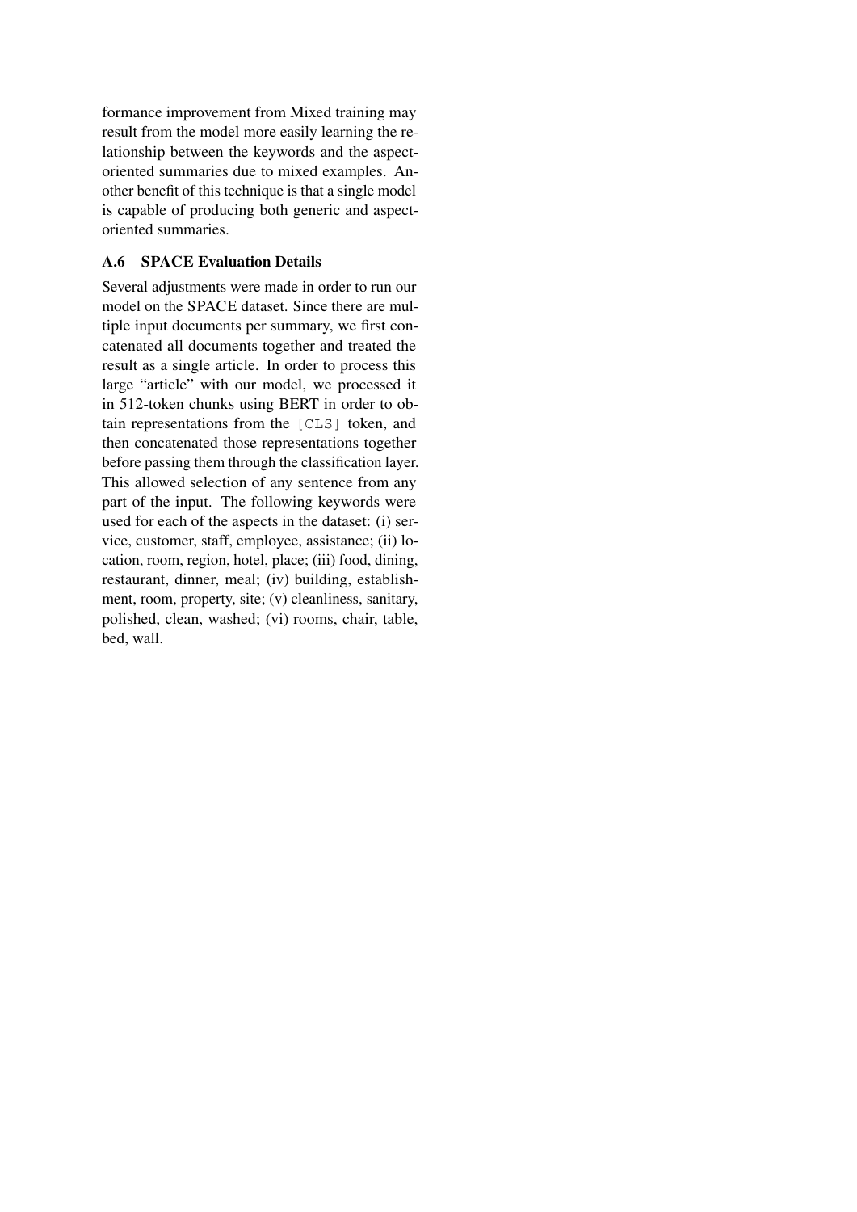formance improvement from Mixed training may result from the model more easily learning the relationship between the keywords and the aspect-oriented summaries due to mixed examples. Another benefit of this technique is that a single model is capable of producing both generic and aspect-oriented summaries.

### A.6 SPACE Evaluation Details

Several adjustments were made in order to run our model on the SPACE dataset. Since there are multiple input documents per summary, we first concatenated all documents together and treated the result as a single article. In order to process this large "article" with our model, we processed it in 512-token chunks using BERT in order to obtain representations from the `[CLS]` token, and then concatenated those representations together before passing them through the classification layer. This allowed selection of any sentence from any part of the input. The following keywords were used for each of the aspects in the dataset: (i) service, customer, staff, employee, assistance; (ii) location, room, region, hotel, place; (iii) food, dining, restaurant, dinner, meal; (iv) building, establishment, room, property, site; (v) cleanliness, sanitary, polished, clean, washed; (vi) rooms, chair, table, bed, wall.